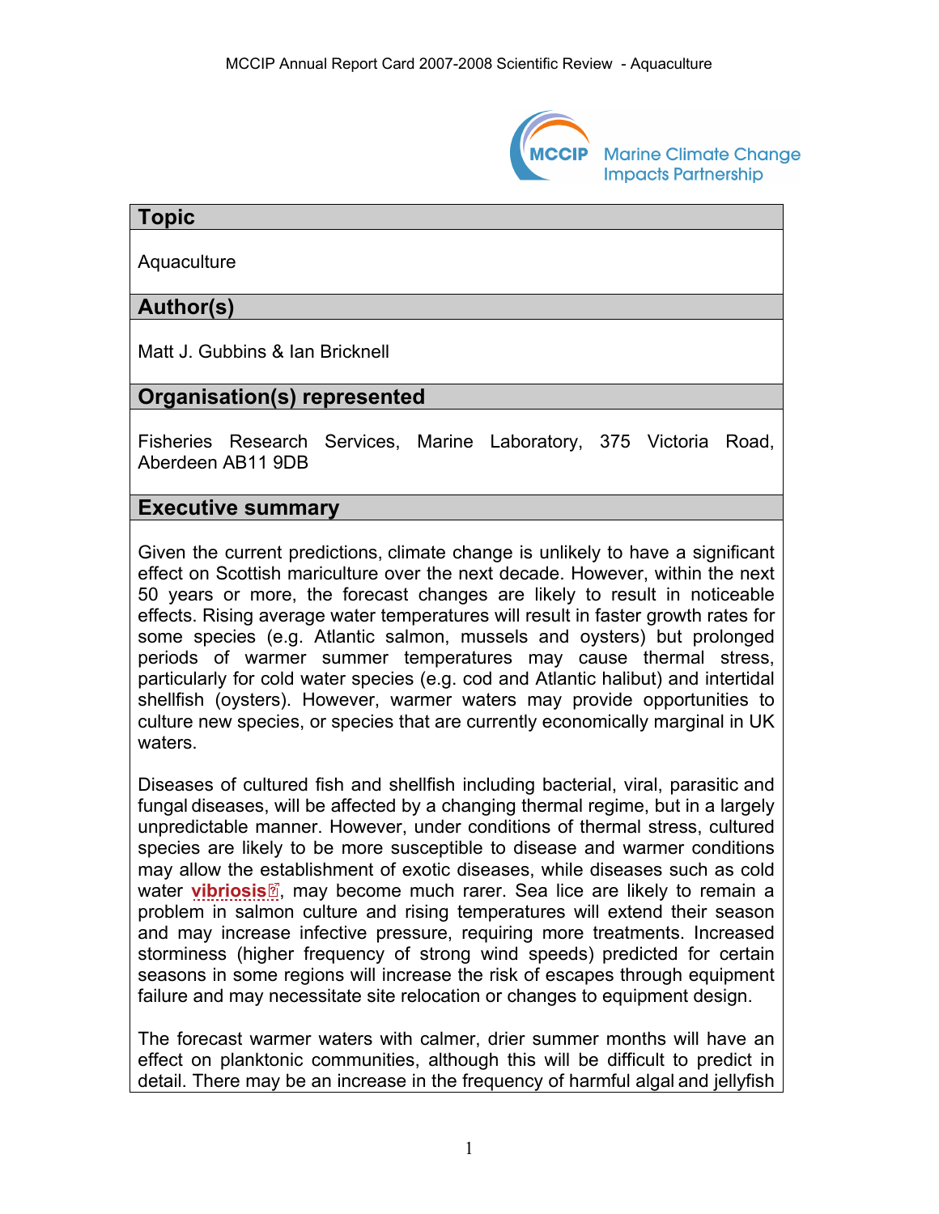## Topic

Aquaculture

## Author(s)

Matt J. Gubbins & Ian Bricknell

## Organisation(s) represented

Fisheries Research Services, Marine Laboratory, 375 Victoria Road, Aberdeen AB11 9DB

## Executive summary

Given the current predictions, climate change is unlikely to have a significant effect on Scottish mariculture over the next decade. However, within the next 50 years or more, the forecast changes are likely to result in noticeable effects. Rising average water temperatures will result in faster growth rates for some species (e.g. Atlantic salmon, mussels and oysters) but prolonged periods of warmer summer temperatures may cause thermal stress, particularly for cold water species (e.g. cod and Atlantic halibut) and intertidal shellfish (oysters). However, warmer waters may provide opportunities to culture new species, or species that are currently economically marginal in UK waters.

Diseases of cultured fish and shellfish including bacterial, viral, parasitic and fungal diseases, will be affected by a changing thermal regime, but in a largely unpredictable manner. However, under conditions of thermal stress, cultured species are likely to be more susceptible to disease and warmer conditions may allow the establishment of exotic diseases, while diseases such as cold water **vibriosis**, may become much rarer. Sea lice are likely to remain a problem in salmon culture and rising temperatures will extend their season and may increase infective pressure, requiring more treatments. Increased storminess (higher frequency of strong wind speeds) predicted for certain seasons in some regions will increase the risk of escapes through equipment failure and may necessitate site relocation or changes to equipment design.

The forecast warmer waters with calmer, drier summer months will have an effect on planktonic communities, although this will be difficult to predict in detail. There may be an increase in the frequency of harmful algal and jellyfish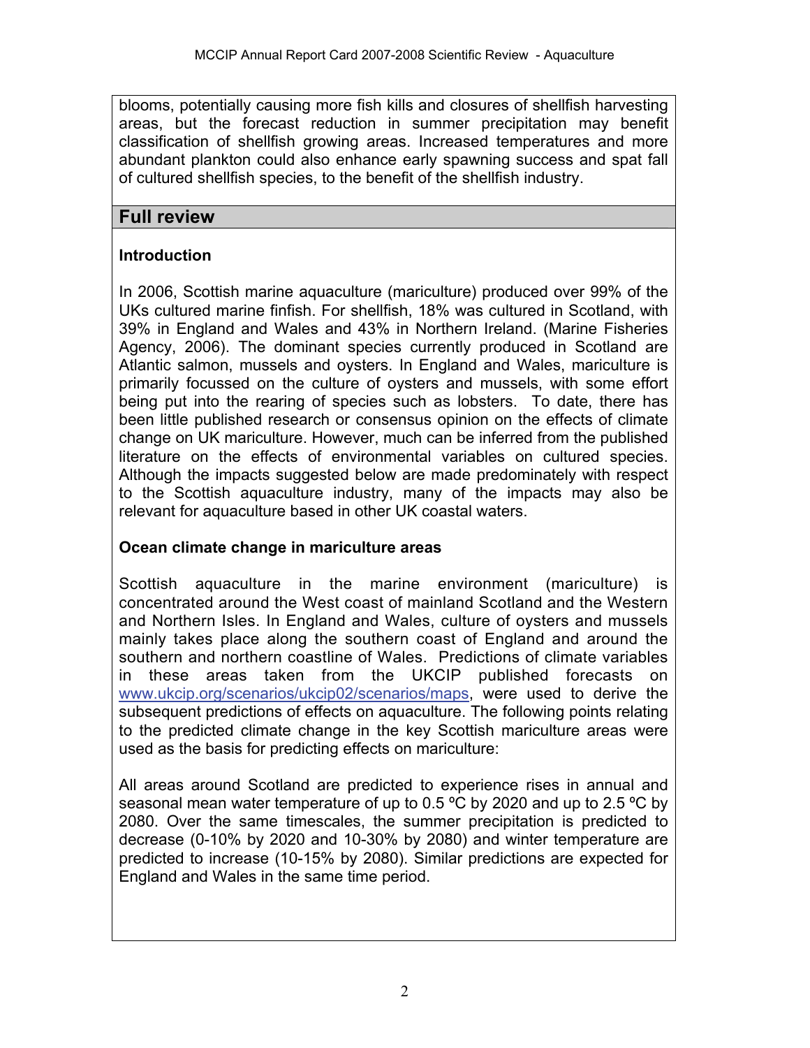blooms, potentially causing more fish kills and closures of shellfish harvesting areas, but the forecast reduction in summer precipitation may benefit classification of shellfish growing areas. Increased temperatures and more abundant plankton could also enhance early spawning success and spat fall of cultured shellfish species, to the benefit of the shellfish industry.

## Full review

### Introduction

In 2006, Scottish marine aquaculture (mariculture) produced over 99% of the UKs cultured marine finfish. For shellfish, 18% was cultured in Scotland, with 39% in England and Wales and 43% in Northern Ireland. (Marine Fisheries Agency, 2006). The dominant species currently produced in Scotland are Atlantic salmon, mussels and oysters. In England and Wales, mariculture is primarily focussed on the culture of oysters and mussels, with some effort being put into the rearing of species such as lobsters. To date, there has been little published research or consensus opinion on the effects of climate change on UK mariculture. However, much can be inferred from the published literature on the effects of environmental variables on cultured species. Although the impacts suggested below are made predominately with respect to the Scottish aquaculture industry, many of the impacts may also be relevant for aquaculture based in other UK coastal waters.

### Ocean climate change in mariculture areas

Scottish aquaculture in the marine environment (mariculture) is concentrated around the West coast of mainland Scotland and the Western and Northern Isles. In England and Wales, culture of oysters and mussels mainly takes place along the southern coast of England and around the southern and northern coastline of Wales. Predictions of climate variables in these areas taken from the UKCIP published forecasts on www.ukcip.org/scenarios/ukcip02/scenarios/maps, were used to derive the subsequent predictions of effects on aquaculture. The following points relating to the predicted climate change in the key Scottish mariculture areas were used as the basis for predicting effects on mariculture:

All areas around Scotland are predicted to experience rises in annual and seasonal mean water temperature of up to 0.5 ºC by 2020 and up to 2.5 ºC by 2080. Over the same timescales, the summer precipitation is predicted to decrease (0-10% by 2020 and 10-30% by 2080) and winter temperature are predicted to increase (10-15% by 2080). Similar predictions are expected for England and Wales in the same time period.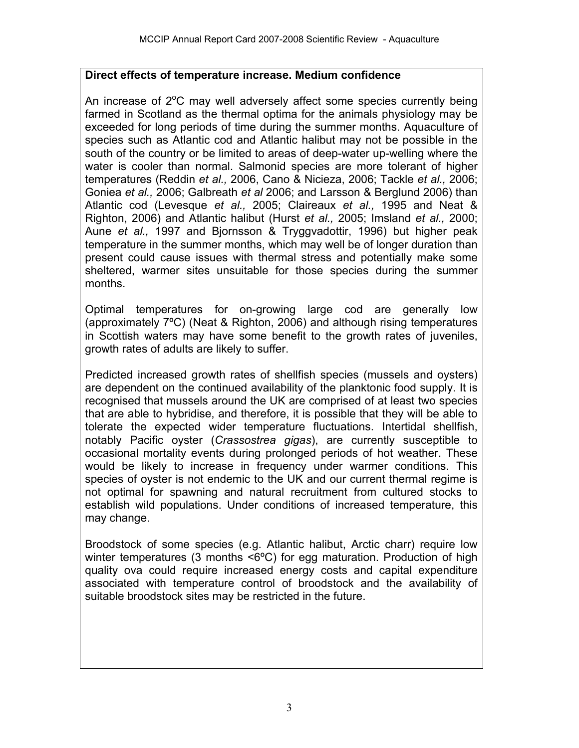**Direct effects of temperature increase. Medium confidence**

An increase of 2$^{o}$C may well adversely affect some species currently being farmed in Scotland as the thermal optima for the animals physiology may be exceeded for long periods of time during the summer months. Aquaculture of species such as Atlantic cod and Atlantic halibut may not be possible in the south of the country or be limited to areas of deep-water up-welling where the water is cooler than normal. Salmonid species are more tolerant of higher temperatures (Reddin *et al.,* 2006, Cano & Nicieza, 2006; Tackle *et al.,* 2006; Goniea *et al.,* 2006; Galbreath *et al* 2006; and Larsson & Berglund 2006) than Atlantic cod (Levesque *et al.,* 2005; Claireaux *et al.,* 1995 and Neat & Righton, 2006) and Atlantic halibut (Hurst *et al.,* 2005; Imsland *et al.,* 2000; Aune *et al.,* 1997 and Bjornsson & Tryggvadottir, 1996) but higher peak temperature in the summer months, which may well be of longer duration than present could cause issues with thermal stress and potentially make some sheltered, warmer sites unsuitable for those species during the summer months.

Optimal temperatures for on-growing large cod are generally low (approximately 7ºC) (Neat & Righton, 2006) and although rising temperatures in Scottish waters may have some benefit to the growth rates of juveniles, growth rates of adults are likely to suffer.

Predicted increased growth rates of shellfish species (mussels and oysters) are dependent on the continued availability of the planktonic food supply. It is recognised that mussels around the UK are comprised of at least two species that are able to hybridise, and therefore, it is possible that they will be able to tolerate the expected wider temperature fluctuations. Intertidal shellfish, notably Pacific oyster (*Crassostrea gigas*), are currently susceptible to occasional mortality events during prolonged periods of hot weather. These would be likely to increase in frequency under warmer conditions. This species of oyster is not endemic to the UK and our current thermal regime is not optimal for spawning and natural recruitment from cultured stocks to establish wild populations. Under conditions of increased temperature, this may change.

Broodstock of some species (e.g. Atlantic halibut, Arctic charr) require low winter temperatures (3 months <6ºC) for egg maturation. Production of high quality ova could require increased energy costs and capital expenditure associated with temperature control of broodstock and the availability of suitable broodstock sites may be restricted in the future.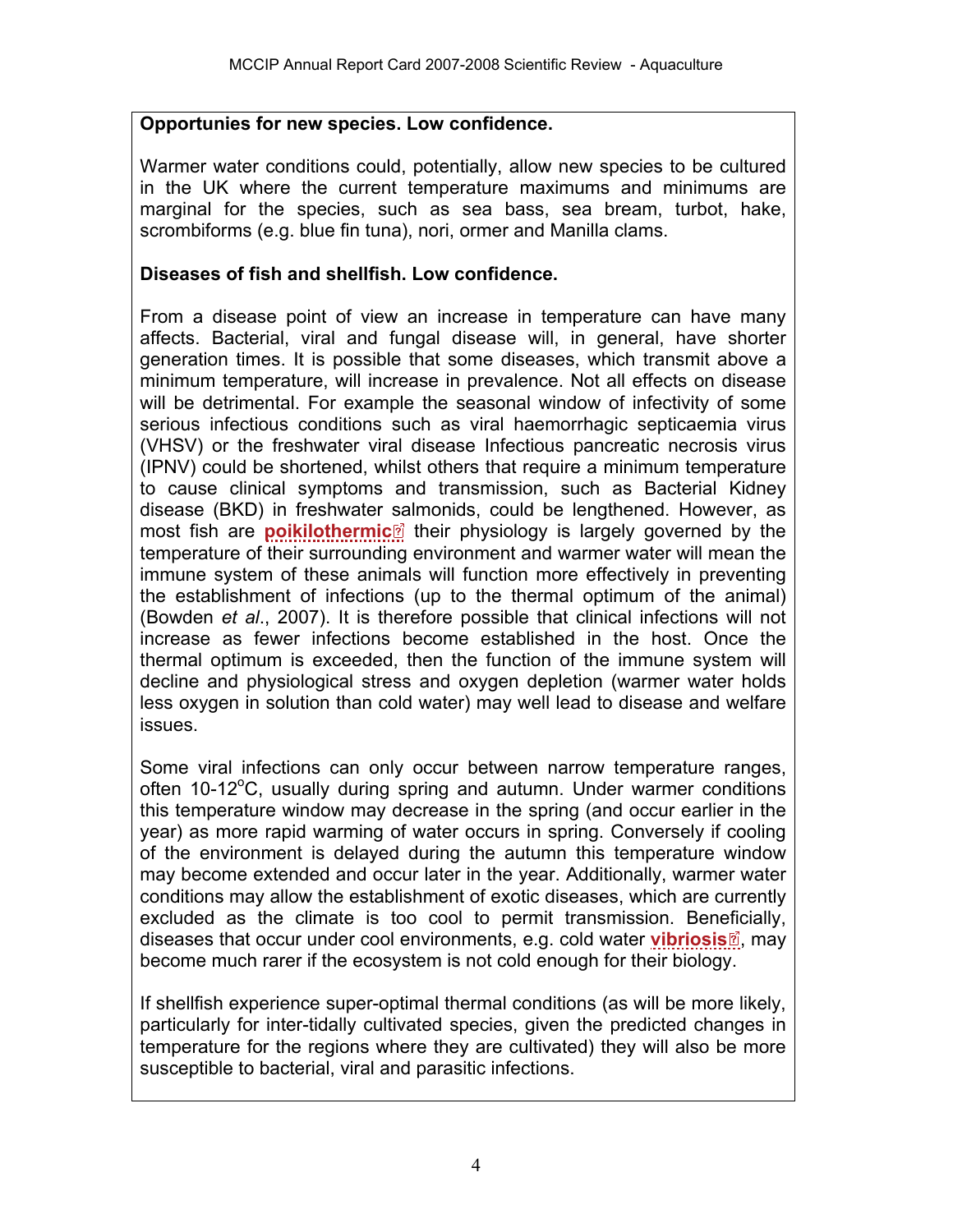**Opportunies for new species. Low confidence.**

Warmer water conditions could, potentially, allow new species to be cultured in the UK where the current temperature maximums and minimums are marginal for the species, such as sea bass, sea bream, turbot, hake, scrombiforms (e.g. blue fin tuna), nori, ormer and Manilla clams.

**Diseases of fish and shellfish. Low confidence.**

From a disease point of view an increase in temperature can have many affects. Bacterial, viral and fungal disease will, in general, have shorter generation times. It is possible that some diseases, which transmit above a minimum temperature, will increase in prevalence. Not all effects on disease will be detrimental. For example the seasonal window of infectivity of some serious infectious conditions such as viral haemorrhagic septicaemia virus (VHSV) or the freshwater viral disease Infectious pancreatic necrosis virus (IPNV) could be shortened, whilst others that require a minimum temperature to cause clinical symptoms and transmission, such as Bacterial Kidney disease (BKD) in freshwater salmonids, could be lengthened. However, as most fish are **poikilothermic** their physiology is largely governed by the temperature of their surrounding environment and warmer water will mean the immune system of these animals will function more effectively in preventing the establishment of infections (up to the thermal optimum of the animal) (Bowden *et al*., 2007). It is therefore possible that clinical infections will not increase as fewer infections become established in the host. Once the thermal optimum is exceeded, then the function of the immune system will decline and physiological stress and oxygen depletion (warmer water holds less oxygen in solution than cold water) may well lead to disease and welfare issues.

Some viral infections can only occur between narrow temperature ranges, often 10-12$^{o}$C, usually during spring and autumn. Under warmer conditions this temperature window may decrease in the spring (and occur earlier in the year) as more rapid warming of water occurs in spring. Conversely if cooling of the environment is delayed during the autumn this temperature window may become extended and occur later in the year. Additionally, warmer water conditions may allow the establishment of exotic diseases, which are currently excluded as the climate is too cool to permit transmission. Beneficially, diseases that occur under cool environments, e.g. cold water **vibriosis**, may become much rarer if the ecosystem is not cold enough for their biology.

If shellfish experience super-optimal thermal conditions (as will be more likely, particularly for inter-tidally cultivated species, given the predicted changes in temperature for the regions where they are cultivated) they will also be more susceptible to bacterial, viral and parasitic infections.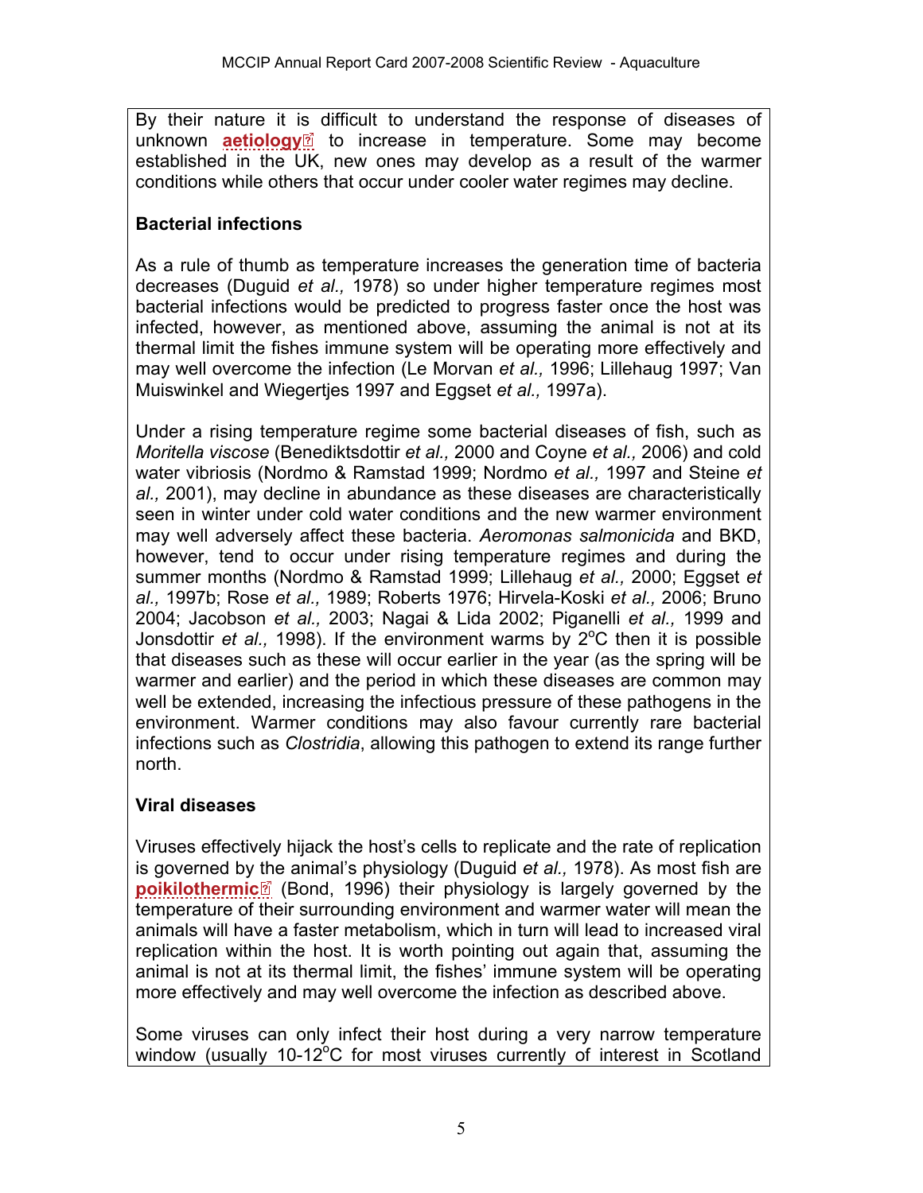By their nature it is difficult to understand the response of diseases of unknown **aetiology** to increase in temperature. Some may become established in the UK, new ones may develop as a result of the warmer conditions while others that occur under cooler water regimes may decline.

**Bacterial infections**

As a rule of thumb as temperature increases the generation time of bacteria decreases (Duguid *et al.,* 1978) so under higher temperature regimes most bacterial infections would be predicted to progress faster once the host was infected, however, as mentioned above, assuming the animal is not at its thermal limit the fishes immune system will be operating more effectively and may well overcome the infection (Le Morvan *et al.,* 1996; Lillehaug 1997; Van Muiswinkel and Wiegertjes 1997 and Eggset *et al.,* 1997a).

Under a rising temperature regime some bacterial diseases of fish, such as *Moritella viscose* (Benediktsdottir *et al.,* 2000 and Coyne *et al.,* 2006) and cold water vibriosis (Nordmo & Ramstad 1999; Nordmo *et al.,* 1997 and Steine *et al.,* 2001), may decline in abundance as these diseases are characteristically seen in winter under cold water conditions and the new warmer environment may well adversely affect these bacteria. *Aeromonas salmonicida* and BKD, however, tend to occur under rising temperature regimes and during the summer months (Nordmo & Ramstad 1999; Lillehaug *et al.,* 2000; Eggset *et al.,* 1997b; Rose *et al.,* 1989; Roberts 1976; Hirvela-Koski *et al.,* 2006; Bruno 2004; Jacobson *et al.,* 2003; Nagai & Lida 2002; Piganelli *et al.,* 1999 and Jonsdottir *et al.,* 1998). If the environment warms by 2°C then it is possible that diseases such as these will occur earlier in the year (as the spring will be warmer and earlier) and the period in which these diseases are common may well be extended, increasing the infectious pressure of these pathogens in the environment. Warmer conditions may also favour currently rare bacterial infections such as *Clostridia*, allowing this pathogen to extend its range further north.

**Viral diseases**

Viruses effectively hijack the host's cells to replicate and the rate of replication is governed by the animal's physiology (Duguid *et al.,* 1978). As most fish are **poikilothermic** (Bond, 1996) their physiology is largely governed by the temperature of their surrounding environment and warmer water will mean the animals will have a faster metabolism, which in turn will lead to increased viral replication within the host. It is worth pointing out again that, assuming the animal is not at its thermal limit, the fishes' immune system will be operating more effectively and may well overcome the infection as described above.

Some viruses can only infect their host during a very narrow temperature window (usually 10-12°C for most viruses currently of interest in Scotland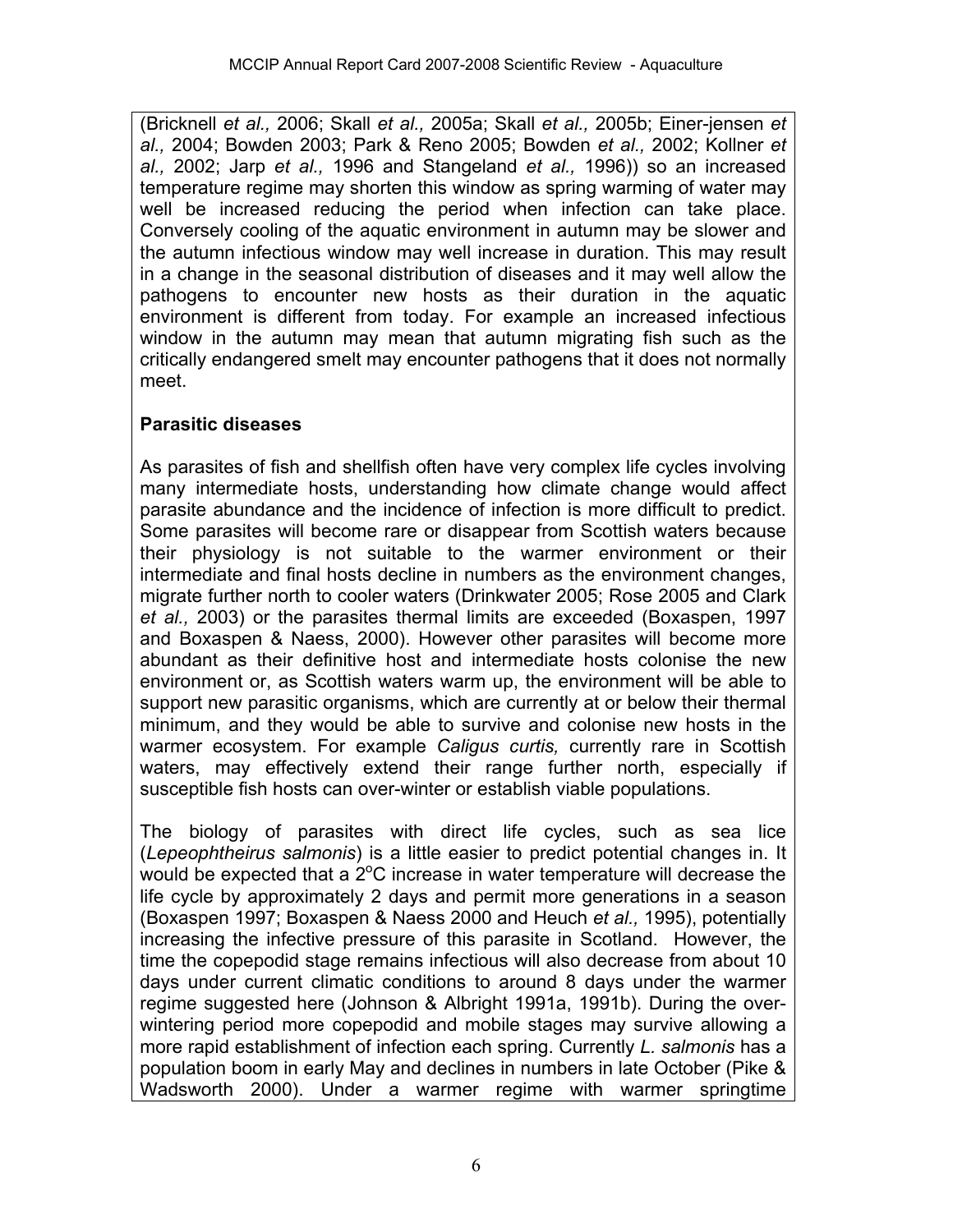(Bricknell *et al.,* 2006; Skall *et al.,* 2005a; Skall *et al.,* 2005b; Einer-jensen *et al.,* 2004; Bowden 2003; Park & Reno 2005; Bowden *et al.,* 2002; Kollner *et al.,* 2002; Jarp *et al.,* 1996 and Stangeland *et al.,* 1996)) so an increased temperature regime may shorten this window as spring warming of water may well be increased reducing the period when infection can take place. Conversely cooling of the aquatic environment in autumn may be slower and the autumn infectious window may well increase in duration. This may result in a change in the seasonal distribution of diseases and it may well allow the pathogens to encounter new hosts as their duration in the aquatic environment is different from today. For example an increased infectious window in the autumn may mean that autumn migrating fish such as the critically endangered smelt may encounter pathogens that it does not normally meet.

### Parasitic diseases

As parasites of fish and shellfish often have very complex life cycles involving many intermediate hosts, understanding how climate change would affect parasite abundance and the incidence of infection is more difficult to predict. Some parasites will become rare or disappear from Scottish waters because their physiology is not suitable to the warmer environment or their intermediate and final hosts decline in numbers as the environment changes, migrate further north to cooler waters (Drinkwater 2005; Rose 2005 and Clark *et al.,* 2003) or the parasites thermal limits are exceeded (Boxaspen, 1997 and Boxaspen & Naess, 2000). However other parasites will become more abundant as their definitive host and intermediate hosts colonise the new environment or, as Scottish waters warm up, the environment will be able to support new parasitic organisms, which are currently at or below their thermal minimum, and they would be able to survive and colonise new hosts in the warmer ecosystem. For example *Caligus curtis,* currently rare in Scottish waters, may effectively extend their range further north, especially if susceptible fish hosts can over-winter or establish viable populations.

The biology of parasites with direct life cycles, such as sea lice (*Lepeophtheirus salmonis*) is a little easier to predict potential changes in. It would be expected that a 2$^{o}$C increase in water temperature will decrease the life cycle by approximately 2 days and permit more generations in a season (Boxaspen 1997; Boxaspen & Naess 2000 and Heuch *et al.,* 1995), potentially increasing the infective pressure of this parasite in Scotland. However, the time the copepodid stage remains infectious will also decrease from about 10 days under current climatic conditions to around 8 days under the warmer regime suggested here (Johnson & Albright 1991a, 1991b). During the over-wintering period more copepodid and mobile stages may survive allowing a more rapid establishment of infection each spring. Currently *L. salmonis* has a population boom in early May and declines in numbers in late October (Pike & Wadsworth 2000). Under a warmer regime with warmer springtime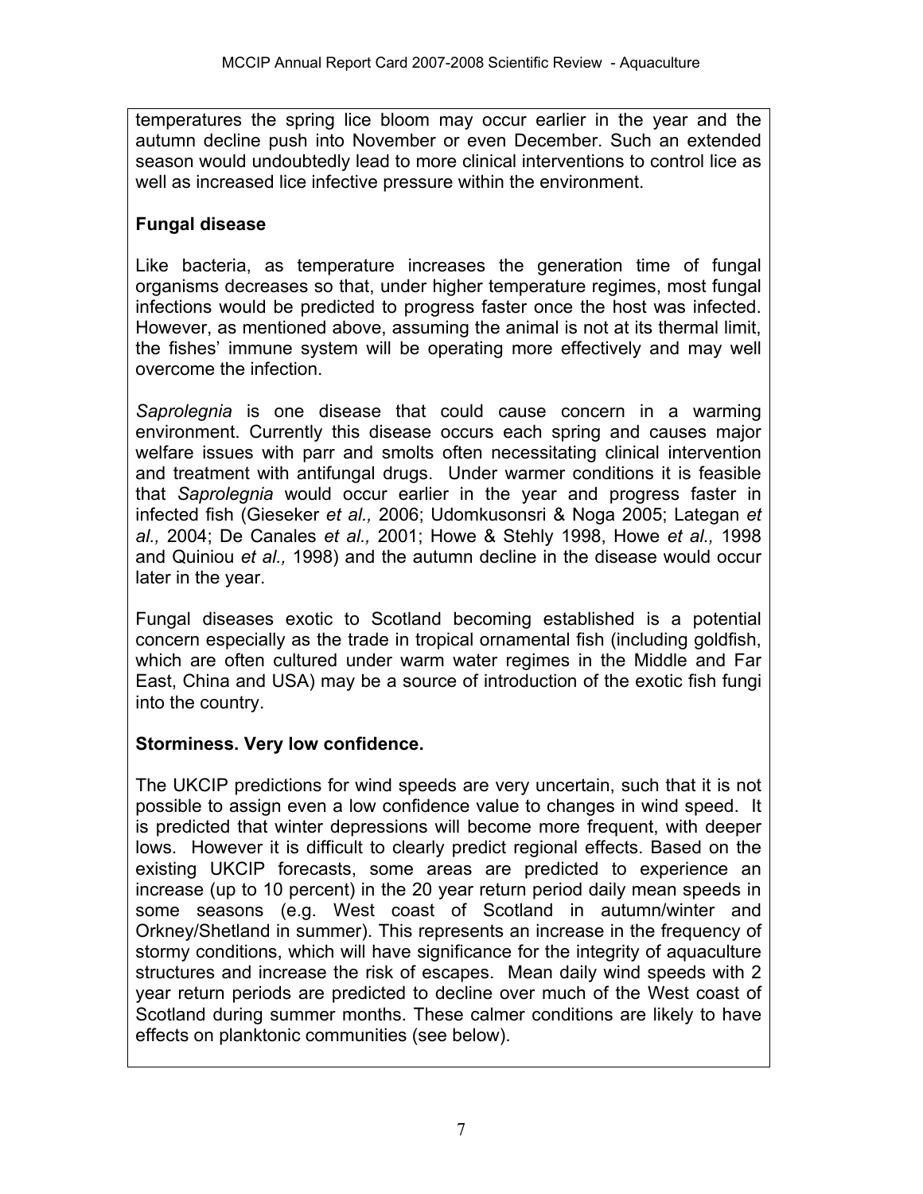temperatures the spring lice bloom may occur earlier in the year and the autumn decline push into November or even December. Such an extended season would undoubtedly lead to more clinical interventions to control lice as well as increased lice infective pressure within the environment.

**Fungal disease**

Like bacteria, as temperature increases the generation time of fungal organisms decreases so that, under higher temperature regimes, most fungal infections would be predicted to progress faster once the host was infected. However, as mentioned above, assuming the animal is not at its thermal limit, the fishes' immune system will be operating more effectively and may well overcome the infection.

*Saprolegnia* is one disease that could cause concern in a warming environment. Currently this disease occurs each spring and causes major welfare issues with parr and smolts often necessitating clinical intervention and treatment with antifungal drugs. Under warmer conditions it is feasible that *Saprolegnia* would occur earlier in the year and progress faster in infected fish (Gieseker *et al.,* 2006; Udomkusonsri & Noga 2005; Lategan *et al.,* 2004; De Canales *et al.,* 2001; Howe & Stehly 1998, Howe *et al.,* 1998 and Quiniou *et al.,* 1998) and the autumn decline in the disease would occur later in the year.

Fungal diseases exotic to Scotland becoming established is a potential concern especially as the trade in tropical ornamental fish (including goldfish, which are often cultured under warm water regimes in the Middle and Far East, China and USA) may be a source of introduction of the exotic fish fungi into the country.

**Storminess. Very low confidence.**

The UKCIP predictions for wind speeds are very uncertain, such that it is not possible to assign even a low confidence value to changes in wind speed. It is predicted that winter depressions will become more frequent, with deeper lows. However it is difficult to clearly predict regional effects. Based on the existing UKCIP forecasts, some areas are predicted to experience an increase (up to 10 percent) in the 20 year return period daily mean speeds in some seasons (e.g. West coast of Scotland in autumn/winter and Orkney/Shetland in summer). This represents an increase in the frequency of stormy conditions, which will have significance for the integrity of aquaculture structures and increase the risk of escapes. Mean daily wind speeds with 2 year return periods are predicted to decline over much of the West coast of Scotland during summer months. These calmer conditions are likely to have effects on planktonic communities (see below).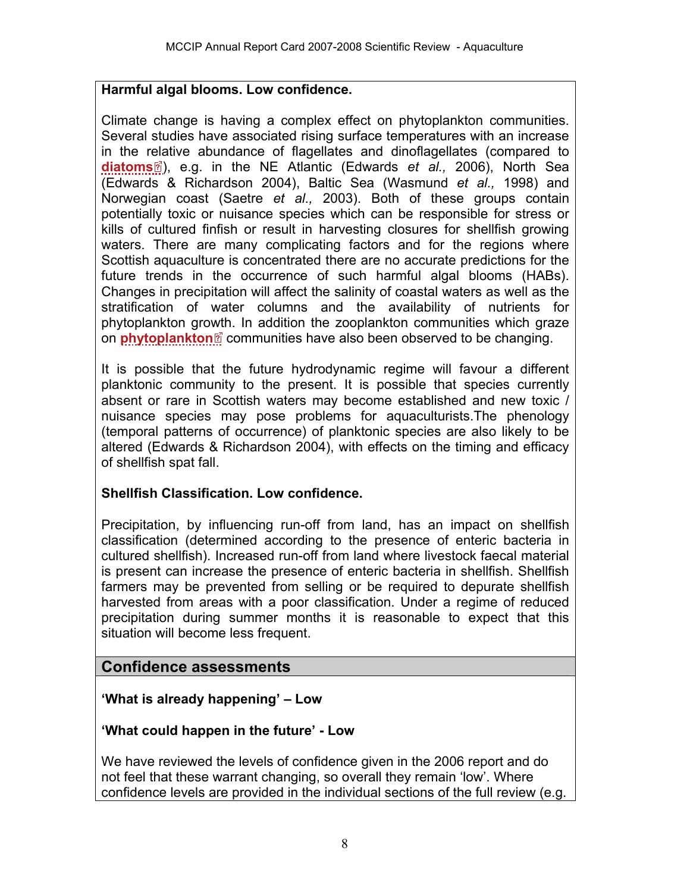**Harmful algal blooms. Low confidence.**

Climate change is having a complex effect on phytoplankton communities. Several studies have associated rising surface temperatures with an increase in the relative abundance of flagellates and dinoflagellates (compared to **diatoms**), e.g. in the NE Atlantic (Edwards *et al.,* 2006), North Sea (Edwards & Richardson 2004), Baltic Sea (Wasmund *et al.,* 1998) and Norwegian coast (Saetre *et al.,* 2003). Both of these groups contain potentially toxic or nuisance species which can be responsible for stress or kills of cultured finfish or result in harvesting closures for shellfish growing waters. There are many complicating factors and for the regions where Scottish aquaculture is concentrated there are no accurate predictions for the future trends in the occurrence of such harmful algal blooms (HABs). Changes in precipitation will affect the salinity of coastal waters as well as the stratification of water columns and the availability of nutrients for phytoplankton growth. In addition the zooplankton communities which graze on **phytoplankton** communities have also been observed to be changing.

It is possible that the future hydrodynamic regime will favour a different planktonic community to the present. It is possible that species currently absent or rare in Scottish waters may become established and new toxic / nuisance species may pose problems for aquaculturists.The phenology (temporal patterns of occurrence) of planktonic species are also likely to be altered (Edwards & Richardson 2004), with effects on the timing and efficacy of shellfish spat fall.

**Shellfish Classification. Low confidence.**

Precipitation, by influencing run-off from land, has an impact on shellfish classification (determined according to the presence of enteric bacteria in cultured shellfish). Increased run-off from land where livestock faecal material is present can increase the presence of enteric bacteria in shellfish. Shellfish farmers may be prevented from selling or be required to depurate shellfish harvested from areas with a poor classification. Under a regime of reduced precipitation during summer months it is reasonable to expect that this situation will become less frequent.

## Confidence assessments

**'What is already happening' – Low**

**'What could happen in the future' - Low**

We have reviewed the levels of confidence given in the 2006 report and do not feel that these warrant changing, so overall they remain 'low'. Where confidence levels are provided in the individual sections of the full review (e.g.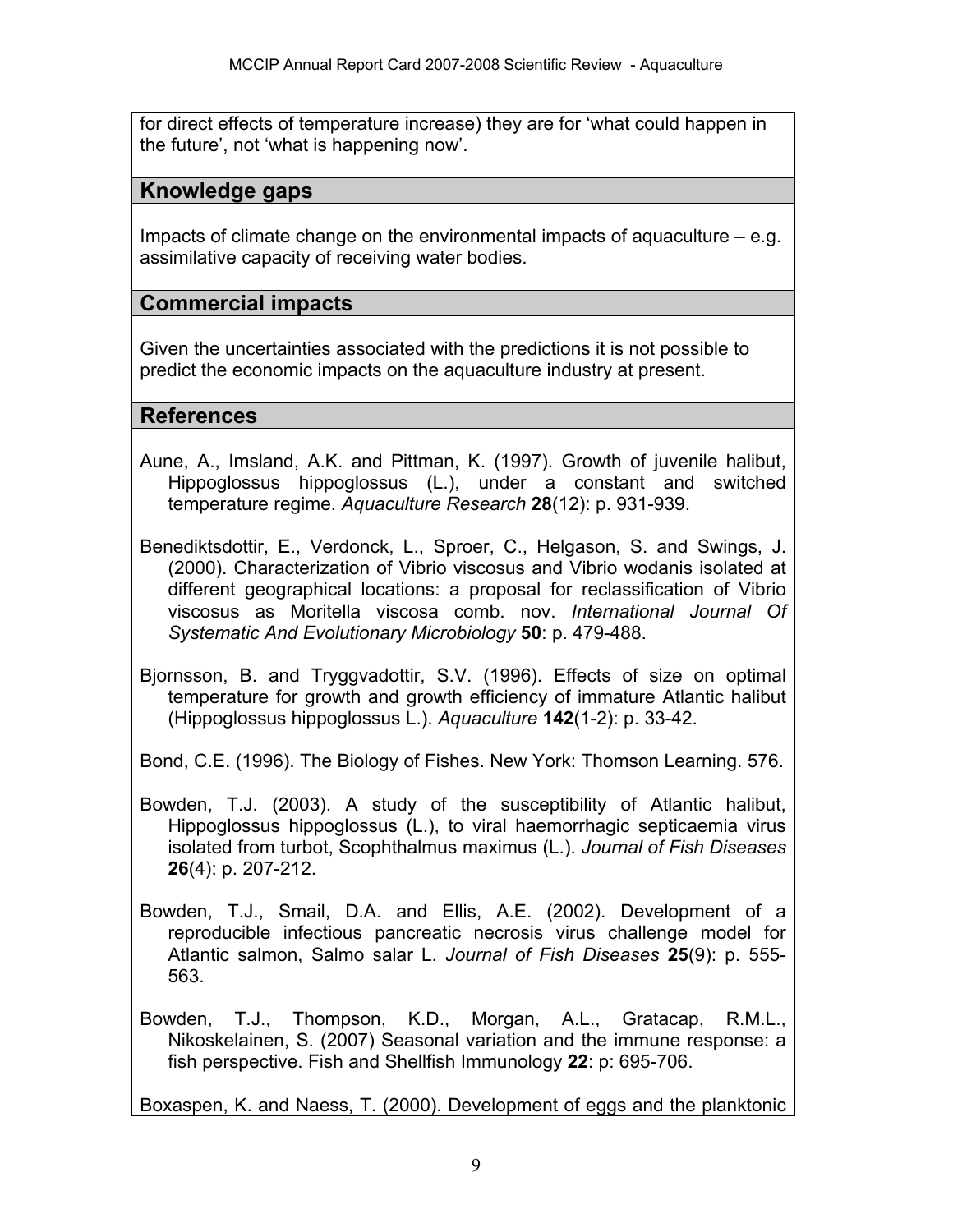for direct effects of temperature increase) they are for 'what could happen in the future', not 'what is happening now'.

## Knowledge gaps

Impacts of climate change on the environmental impacts of aquaculture – e.g. assimilative capacity of receiving water bodies.

## Commercial impacts

Given the uncertainties associated with the predictions it is not possible to predict the economic impacts on the aquaculture industry at present.

## References

Aune, A., Imsland, A.K. and Pittman, K. (1997). Growth of juvenile halibut, Hippoglossus hippoglossus (L.), under a constant and switched temperature regime. *Aquaculture Research* **28**(12): p. 931-939.

Benediktsdottir, E., Verdonck, L., Sproer, C., Helgason, S. and Swings, J. (2000). Characterization of Vibrio viscosus and Vibrio wodanis isolated at different geographical locations: a proposal for reclassification of Vibrio viscosus as Moritella viscosa comb. nov. *International Journal Of Systematic And Evolutionary Microbiology* **50**: p. 479-488.

Bjornsson, B. and Tryggvadottir, S.V. (1996). Effects of size on optimal temperature for growth and growth efficiency of immature Atlantic halibut (Hippoglossus hippoglossus L.). *Aquaculture* **142**(1-2): p. 33-42.

Bond, C.E. (1996). The Biology of Fishes. New York: Thomson Learning. 576.

Bowden, T.J. (2003). A study of the susceptibility of Atlantic halibut, Hippoglossus hippoglossus (L.), to viral haemorrhagic septicaemia virus isolated from turbot, Scophthalmus maximus (L.). *Journal of Fish Diseases* **26**(4): p. 207-212.

Bowden, T.J., Smail, D.A. and Ellis, A.E. (2002). Development of a reproducible infectious pancreatic necrosis virus challenge model for Atlantic salmon, Salmo salar L. *Journal of Fish Diseases* **25**(9): p. 555-563.

Bowden, T.J., Thompson, K.D., Morgan, A.L., Gratacap, R.M.L., Nikoskelainen, S. (2007) Seasonal variation and the immune response: a fish perspective. Fish and Shellfish Immunology **22**: p: 695-706.

Boxaspen, K. and Naess, T. (2000). Development of eggs and the planktonic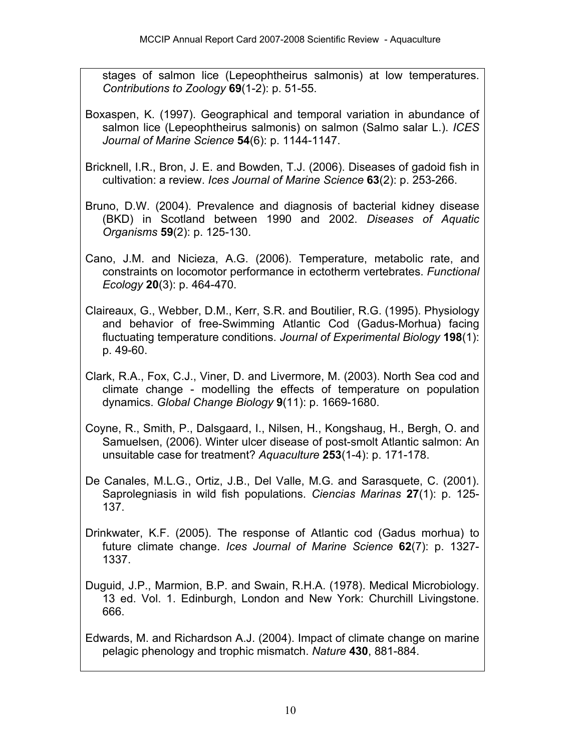stages of salmon lice (Lepeophtheirus salmonis) at low temperatures. *Contributions to Zoology* **69**(1-2): p. 51-55.

Boxaspen, K. (1997). Geographical and temporal variation in abundance of salmon lice (Lepeophtheirus salmonis) on salmon (Salmo salar L.). *ICES Journal of Marine Science* **54**(6): p. 1144-1147.

Bricknell, I.R., Bron, J. E. and Bowden, T.J. (2006). Diseases of gadoid fish in cultivation: a review. *Ices Journal of Marine Science* **63**(2): p. 253-266.

Bruno, D.W. (2004). Prevalence and diagnosis of bacterial kidney disease (BKD) in Scotland between 1990 and 2002. *Diseases of Aquatic Organisms* **59**(2): p. 125-130.

Cano, J.M. and Nicieza, A.G. (2006). Temperature, metabolic rate, and constraints on locomotor performance in ectotherm vertebrates. *Functional Ecology* **20**(3): p. 464-470.

Claireaux, G., Webber, D.M., Kerr, S.R. and Boutilier, R.G. (1995). Physiology and behavior of free-Swimming Atlantic Cod (Gadus-Morhua) facing fluctuating temperature conditions. *Journal of Experimental Biology* **198**(1): p. 49-60.

Clark, R.A., Fox, C.J., Viner, D. and Livermore, M. (2003). North Sea cod and climate change - modelling the effects of temperature on population dynamics. *Global Change Biology* **9**(11): p. 1669-1680.

Coyne, R., Smith, P., Dalsgaard, I., Nilsen, H., Kongshaug, H., Bergh, O. and Samuelsen, (2006). Winter ulcer disease of post-smolt Atlantic salmon: An unsuitable case for treatment? *Aquaculture* **253**(1-4): p. 171-178.

De Canales, M.L.G., Ortiz, J.B., Del Valle, M.G. and Sarasquete, C. (2001). Saprolegniasis in wild fish populations. *Ciencias Marinas* **27**(1): p. 125-137.

Drinkwater, K.F. (2005). The response of Atlantic cod (Gadus morhua) to future climate change. *Ices Journal of Marine Science* **62**(7): p. 1327-1337.

Duguid, J.P., Marmion, B.P. and Swain, R.H.A. (1978). Medical Microbiology. 13 ed. Vol. 1. Edinburgh, London and New York: Churchill Livingstone. 666.

Edwards, M. and Richardson A.J. (2004). Impact of climate change on marine pelagic phenology and trophic mismatch. *Nature* **430**, 881-884.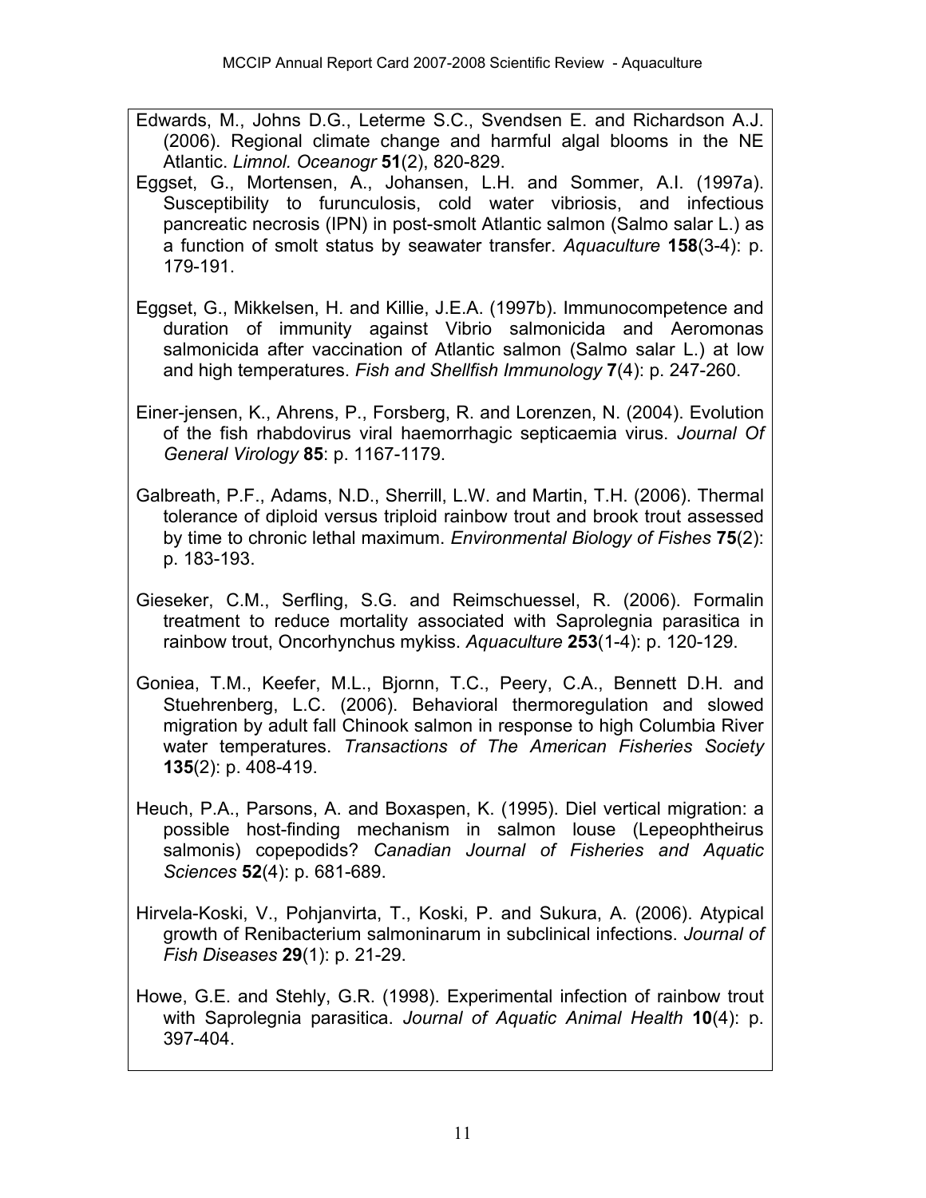Edwards, M., Johns D.G., Leterme S.C., Svendsen E. and Richardson A.J. (2006). Regional climate change and harmful algal blooms in the NE Atlantic. *Limnol. Oceanogr* **51**(2), 820-829.

Eggset, G., Mortensen, A., Johansen, L.H. and Sommer, A.I. (1997a). Susceptibility to furunculosis, cold water vibriosis, and infectious pancreatic necrosis (IPN) in post-smolt Atlantic salmon (Salmo salar L.) as a function of smolt status by seawater transfer. *Aquaculture* **158**(3-4): p. 179-191.

Eggset, G., Mikkelsen, H. and Killie, J.E.A. (1997b). Immunocompetence and duration of immunity against Vibrio salmonicida and Aeromonas salmonicida after vaccination of Atlantic salmon (Salmo salar L.) at low and high temperatures. *Fish and Shellfish Immunology* **7**(4): p. 247-260.

Einer-jensen, K., Ahrens, P., Forsberg, R. and Lorenzen, N. (2004). Evolution of the fish rhabdovirus viral haemorrhagic septicaemia virus. *Journal Of General Virology* **85**: p. 1167-1179.

Galbreath, P.F., Adams, N.D., Sherrill, L.W. and Martin, T.H. (2006). Thermal tolerance of diploid versus triploid rainbow trout and brook trout assessed by time to chronic lethal maximum. *Environmental Biology of Fishes* **75**(2): p. 183-193.

Gieseker, C.M., Serfling, S.G. and Reimschuessel, R. (2006). Formalin treatment to reduce mortality associated with Saprolegnia parasitica in rainbow trout, Oncorhynchus mykiss. *Aquaculture* **253**(1-4): p. 120-129.

Goniea, T.M., Keefer, M.L., Bjornn, T.C., Peery, C.A., Bennett D.H. and Stuehrenberg, L.C. (2006). Behavioral thermoregulation and slowed migration by adult fall Chinook salmon in response to high Columbia River water temperatures. *Transactions of The American Fisheries Society* **135**(2): p. 408-419.

Heuch, P.A., Parsons, A. and Boxaspen, K. (1995). Diel vertical migration: a possible host-finding mechanism in salmon louse (Lepeophtheirus salmonis) copepodids? *Canadian Journal of Fisheries and Aquatic Sciences* **52**(4): p. 681-689.

Hirvela-Koski, V., Pohjanvirta, T., Koski, P. and Sukura, A. (2006). Atypical growth of Renibacterium salmoninarum in subclinical infections. *Journal of Fish Diseases* **29**(1): p. 21-29.

Howe, G.E. and Stehly, G.R. (1998). Experimental infection of rainbow trout with Saprolegnia parasitica. *Journal of Aquatic Animal Health* **10**(4): p. 397-404.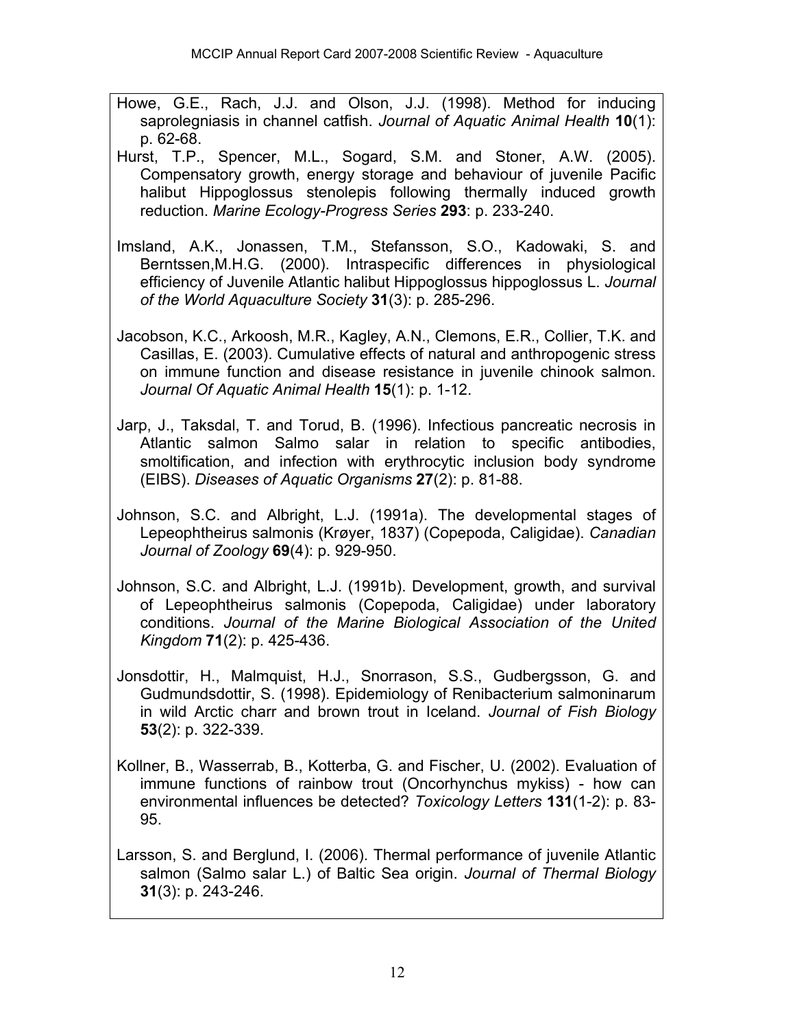Howe, G.E., Rach, J.J. and Olson, J.J. (1998). Method for inducing saprolegniasis in channel catfish. *Journal of Aquatic Animal Health* **10**(1): p. 62-68.

Hurst, T.P., Spencer, M.L., Sogard, S.M. and Stoner, A.W. (2005). Compensatory growth, energy storage and behaviour of juvenile Pacific halibut Hippoglossus stenolepis following thermally induced growth reduction. *Marine Ecology-Progress Series* **293**: p. 233-240.

Imsland, A.K., Jonassen, T.M., Stefansson, S.O., Kadowaki, S. and Berntssen,M.H.G. (2000). Intraspecific differences in physiological efficiency of Juvenile Atlantic halibut Hippoglossus hippoglossus L. *Journal of the World Aquaculture Society* **31**(3): p. 285-296.

Jacobson, K.C., Arkoosh, M.R., Kagley, A.N., Clemons, E.R., Collier, T.K. and Casillas, E. (2003). Cumulative effects of natural and anthropogenic stress on immune function and disease resistance in juvenile chinook salmon. *Journal Of Aquatic Animal Health* **15**(1): p. 1-12.

Jarp, J., Taksdal, T. and Torud, B. (1996). Infectious pancreatic necrosis in Atlantic salmon Salmo salar in relation to specific antibodies, smoltification, and infection with erythrocytic inclusion body syndrome (EIBS). *Diseases of Aquatic Organisms* **27**(2): p. 81-88.

Johnson, S.C. and Albright, L.J. (1991a). The developmental stages of Lepeophtheirus salmonis (Krøyer, 1837) (Copepoda, Caligidae). *Canadian Journal of Zoology* **69**(4): p. 929-950.

Johnson, S.C. and Albright, L.J. (1991b). Development, growth, and survival of Lepeophtheirus salmonis (Copepoda, Caligidae) under laboratory conditions. *Journal of the Marine Biological Association of the United Kingdom* **71**(2): p. 425-436.

Jonsdottir, H., Malmquist, H.J., Snorrason, S.S., Gudbergsson, G. and Gudmundsdottir, S. (1998). Epidemiology of Renibacterium salmoninarum in wild Arctic charr and brown trout in Iceland. *Journal of Fish Biology* **53**(2): p. 322-339.

Kollner, B., Wasserrab, B., Kotterba, G. and Fischer, U. (2002). Evaluation of immune functions of rainbow trout (Oncorhynchus mykiss) - how can environmental influences be detected? *Toxicology Letters* **131**(1-2): p. 83-95.

Larsson, S. and Berglund, I. (2006). Thermal performance of juvenile Atlantic salmon (Salmo salar L.) of Baltic Sea origin. *Journal of Thermal Biology* **31**(3): p. 243-246.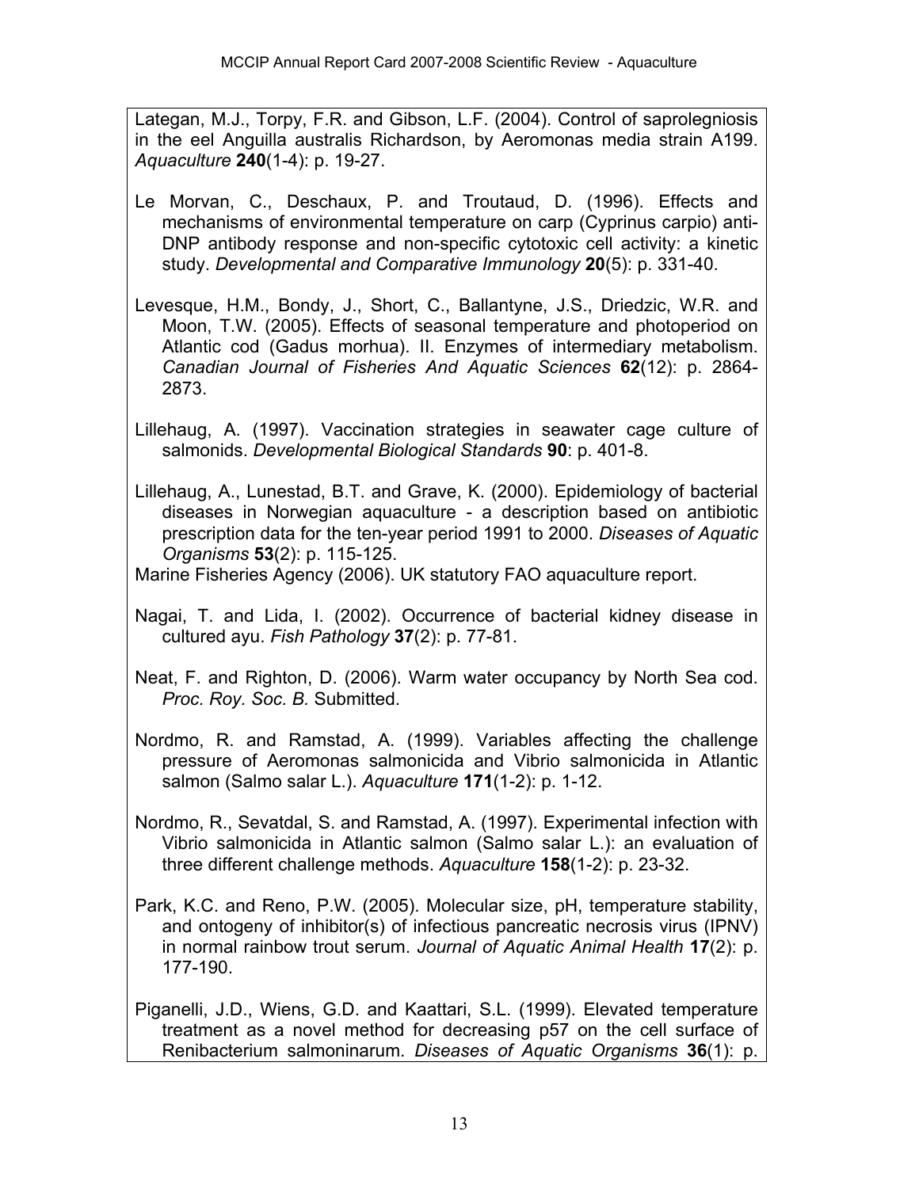Lategan, M.J., Torpy, F.R. and Gibson, L.F. (2004). Control of saprolegniosis in the eel Anguilla australis Richardson, by Aeromonas media strain A199. *Aquaculture* **240**(1-4): p. 19-27.

Le Morvan, C., Deschaux, P. and Troutaud, D. (1996). Effects and mechanisms of environmental temperature on carp (Cyprinus carpio) anti-DNP antibody response and non-specific cytotoxic cell activity: a kinetic study. *Developmental and Comparative Immunology* **20**(5): p. 331-40.

Levesque, H.M., Bondy, J., Short, C., Ballantyne, J.S., Driedzic, W.R. and Moon, T.W. (2005). Effects of seasonal temperature and photoperiod on Atlantic cod (Gadus morhua). II. Enzymes of intermediary metabolism. *Canadian Journal of Fisheries And Aquatic Sciences* **62**(12): p. 2864-2873.

Lillehaug, A. (1997). Vaccination strategies in seawater cage culture of salmonids. *Developmental Biological Standards* **90**: p. 401-8.

Lillehaug, A., Lunestad, B.T. and Grave, K. (2000). Epidemiology of bacterial diseases in Norwegian aquaculture - a description based on antibiotic prescription data for the ten-year period 1991 to 2000. *Diseases of Aquatic Organisms* **53**(2): p. 115-125.

Marine Fisheries Agency (2006). UK statutory FAO aquaculture report.

Nagai, T. and Lida, I. (2002). Occurrence of bacterial kidney disease in cultured ayu. *Fish Pathology* **37**(2): p. 77-81.

Neat, F. and Righton, D. (2006). Warm water occupancy by North Sea cod. *Proc. Roy. Soc. B.* Submitted.

Nordmo, R. and Ramstad, A. (1999). Variables affecting the challenge pressure of Aeromonas salmonicida and Vibrio salmonicida in Atlantic salmon (Salmo salar L.). *Aquaculture* **171**(1-2): p. 1-12.

Nordmo, R., Sevatdal, S. and Ramstad, A. (1997). Experimental infection with Vibrio salmonicida in Atlantic salmon (Salmo salar L.): an evaluation of three different challenge methods. *Aquaculture* **158**(1-2): p. 23-32.

Park, K.C. and Reno, P.W. (2005). Molecular size, pH, temperature stability, and ontogeny of inhibitor(s) of infectious pancreatic necrosis virus (IPNV) in normal rainbow trout serum. *Journal of Aquatic Animal Health* **17**(2): p. 177-190.

Piganelli, J.D., Wiens, G.D. and Kaattari, S.L. (1999). Elevated temperature treatment as a novel method for decreasing p57 on the cell surface of Renibacterium salmoninarum. *Diseases of Aquatic Organisms* **36**(1): p.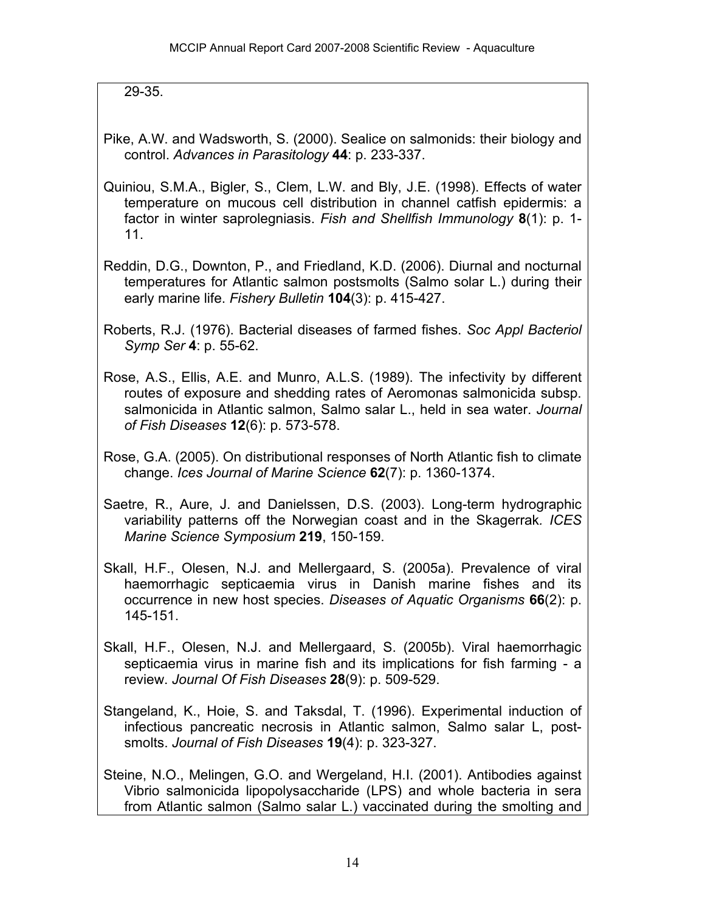29-35.

Pike, A.W. and Wadsworth, S. (2000). Sealice on salmonids: their biology and control. *Advances in Parasitology* **44**: p. 233-337.

Quiniou, S.M.A., Bigler, S., Clem, L.W. and Bly, J.E. (1998). Effects of water temperature on mucous cell distribution in channel catfish epidermis: a factor in winter saprolegniasis. *Fish and Shellfish Immunology* **8**(1): p. 1-11.

Reddin, D.G., Downton, P., and Friedland, K.D. (2006). Diurnal and nocturnal temperatures for Atlantic salmon postsmolts (Salmo solar L.) during their early marine life. *Fishery Bulletin* **104**(3): p. 415-427.

Roberts, R.J. (1976). Bacterial diseases of farmed fishes. *Soc Appl Bacteriol Symp Ser* **4**: p. 55-62.

Rose, A.S., Ellis, A.E. and Munro, A.L.S. (1989). The infectivity by different routes of exposure and shedding rates of Aeromonas salmonicida subsp. salmonicida in Atlantic salmon, Salmo salar L., held in sea water. *Journal of Fish Diseases* **12**(6): p. 573-578.

Rose, G.A. (2005). On distributional responses of North Atlantic fish to climate change. *Ices Journal of Marine Science* **62**(7): p. 1360-1374.

Saetre, R., Aure, J. and Danielssen, D.S. (2003). Long-term hydrographic variability patterns off the Norwegian coast and in the Skagerrak. *ICES Marine Science Symposium* **219**, 150-159.

Skall, H.F., Olesen, N.J. and Mellergaard, S. (2005a). Prevalence of viral haemorrhagic septicaemia virus in Danish marine fishes and its occurrence in new host species. *Diseases of Aquatic Organisms* **66**(2): p. 145-151.

Skall, H.F., Olesen, N.J. and Mellergaard, S. (2005b). Viral haemorrhagic septicaemia virus in marine fish and its implications for fish farming - a review. *Journal Of Fish Diseases* **28**(9): p. 509-529.

Stangeland, K., Hoie, S. and Taksdal, T. (1996). Experimental induction of infectious pancreatic necrosis in Atlantic salmon, Salmo salar L, post-smolts. *Journal of Fish Diseases* **19**(4): p. 323-327.

Steine, N.O., Melingen, G.O. and Wergeland, H.I. (2001). Antibodies against Vibrio salmonicida lipopolysaccharide (LPS) and whole bacteria in sera from Atlantic salmon (Salmo salar L.) vaccinated during the smolting and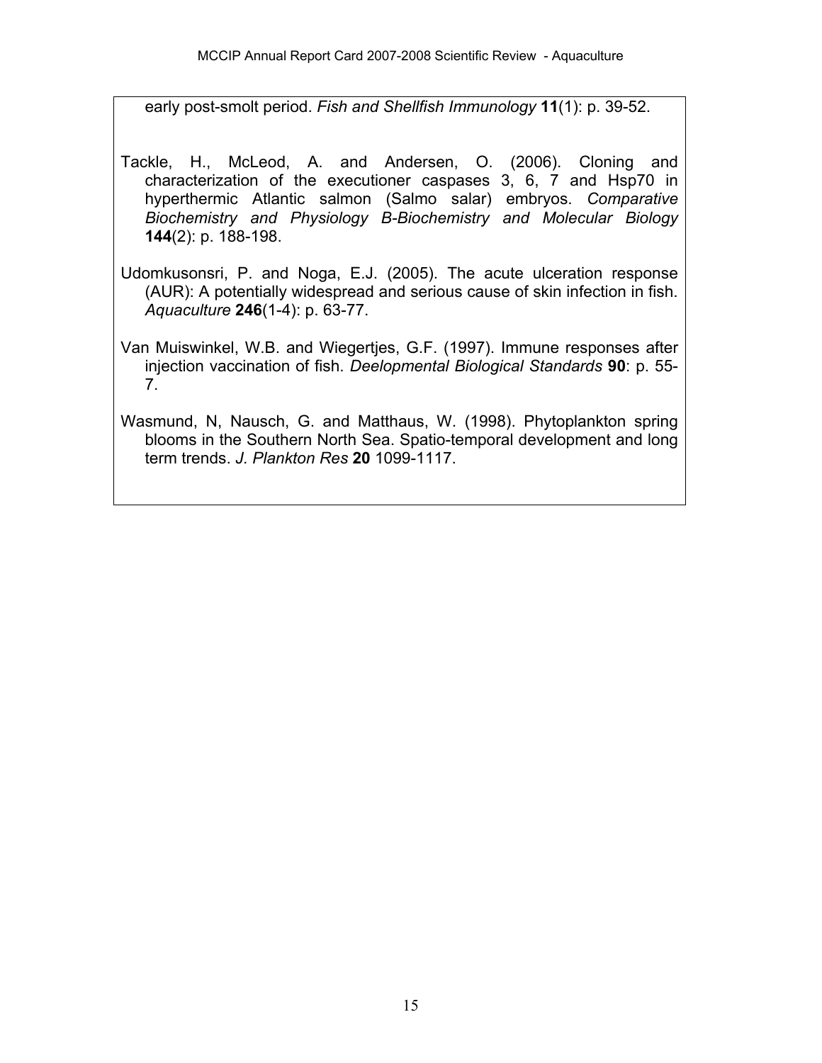early post-smolt period. *Fish and Shellfish Immunology* **11**(1): p. 39-52.

Tackle, H., McLeod, A. and Andersen, O. (2006). Cloning and characterization of the executioner caspases 3, 6, 7 and Hsp70 in hyperthermic Atlantic salmon (Salmo salar) embryos. *Comparative Biochemistry and Physiology B-Biochemistry and Molecular Biology* **144**(2): p. 188-198.

Udomkusonsri, P. and Noga, E.J. (2005). The acute ulceration response (AUR): A potentially widespread and serious cause of skin infection in fish. *Aquaculture* **246**(1-4): p. 63-77.

Van Muiswinkel, W.B. and Wiegertjes, G.F. (1997). Immune responses after injection vaccination of fish. *Deelopmental Biological Standards* **90**: p. 55-7.

Wasmund, N, Nausch, G. and Matthaus, W. (1998). Phytoplankton spring blooms in the Southern North Sea. Spatio-temporal development and long term trends. *J. Plankton Res* **20** 1099-1117.